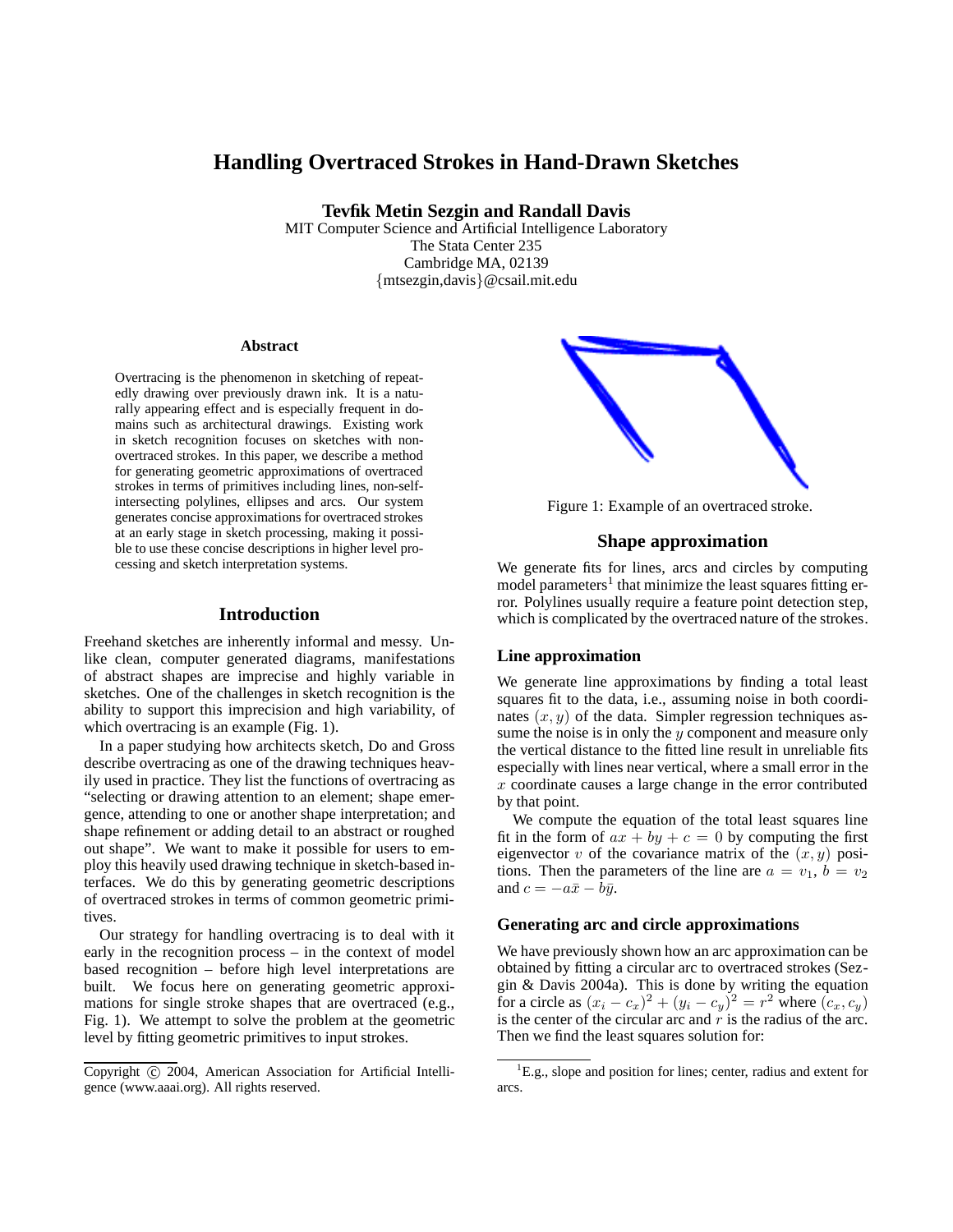# Handling Overtraced Strokes in Hand-Drawn Sketches

**Tevfik Metin Sezgin and Randall Davis**

MIT Computer Science and Artificial Intelligence Laboratory
The Stata Center 235
Cambridge MA, 02139
{mtsezgin,davis}@csail.mit.edu

### Abstract

Overtracing is the phenomenon in sketching of repeatedly drawing over previously drawn ink. It is a naturally appearing effect and is especially frequent in domains such as architectural drawings. Existing work in sketch recognition focuses on sketches with non-overtraced strokes. In this paper, we describe a method for generating geometric approximations of overtraced strokes in terms of primitives including lines, non-self-intersecting polylines, ellipses and arcs. Our system generates concise approximations for overtraced strokes at an early stage in sketch processing, making it possible to use these concise descriptions in higher level processing and sketch interpretation systems.

## Introduction

Freehand sketches are inherently informal and messy. Unlike clean, computer generated diagrams, manifestations of abstract shapes are imprecise and highly variable in sketches. One of the challenges in sketch recognition is the ability to support this imprecision and high variability, of which overtracing is an example (Fig. 1).

In a paper studying how architects sketch, Do and Gross describe overtracing as one of the drawing techniques heavily used in practice. They list the functions of overtracing as "selecting or drawing attention to an element; shape emergence, attending to one or another shape interpretation; and shape refinement or adding detail to an abstract or roughed out shape". We want to make it possible for users to employ this heavily used drawing technique in sketch-based interfaces. We do this by generating geometric descriptions of overtraced strokes in terms of common geometric primitives.

Our strategy for handling overtracing is to deal with it early in the recognition process – in the context of model based recognition – before high level interpretations are built. We focus here on generating geometric approximations for single stroke shapes that are overtraced (e.g., Fig. 1). We attempt to solve the problem at the geometric level by fitting geometric primitives to input strokes.

Copyright © 2004, American Association for Artificial Intelligence (www.aaai.org). All rights reserved.

Figure 1: Example of an overtraced stroke.

## Shape approximation

We generate fits for lines, arcs and circles by computing model parameters[1] that minimize the least squares fitting error. Polylines usually require a feature point detection step, which is complicated by the overtraced nature of the strokes.

### Line approximation

We generate line approximations by finding a total least squares fit to the data, i.e., assuming noise in both coordinates $(x, y)$ of the data. Simpler regression techniques assume the noise is in only the $y$ component and measure only the vertical distance to the fitted line result in unreliable fits especially with lines near vertical, where a small error in the $x$ coordinate causes a large change in the error contributed by that point.

We compute the equation of the total least squares line fit in the form of $ax + by + c = 0$ by computing the first eigenvector $v$ of the covariance matrix of the $(x, y)$ positions. Then the parameters of the line are $a = v_1$, $b = v_2$ and $c = -a\bar{x} - b\bar{y}$.

### Generating arc and circle approximations

We have previously shown how an arc approximation can be obtained by fitting a circular arc to overtraced strokes (Sezgin & Davis 2004a). This is done by writing the equation for a circle as $(x_i - c_x)^2 + (y_i - c_y)^2 = r^2$ where $(c_x, c_y)$ is the center of the circular arc and $r$ is the radius of the arc. Then we find the least squares solution for:

[1] E.g., slope and position for lines; center, radius and extent for arcs.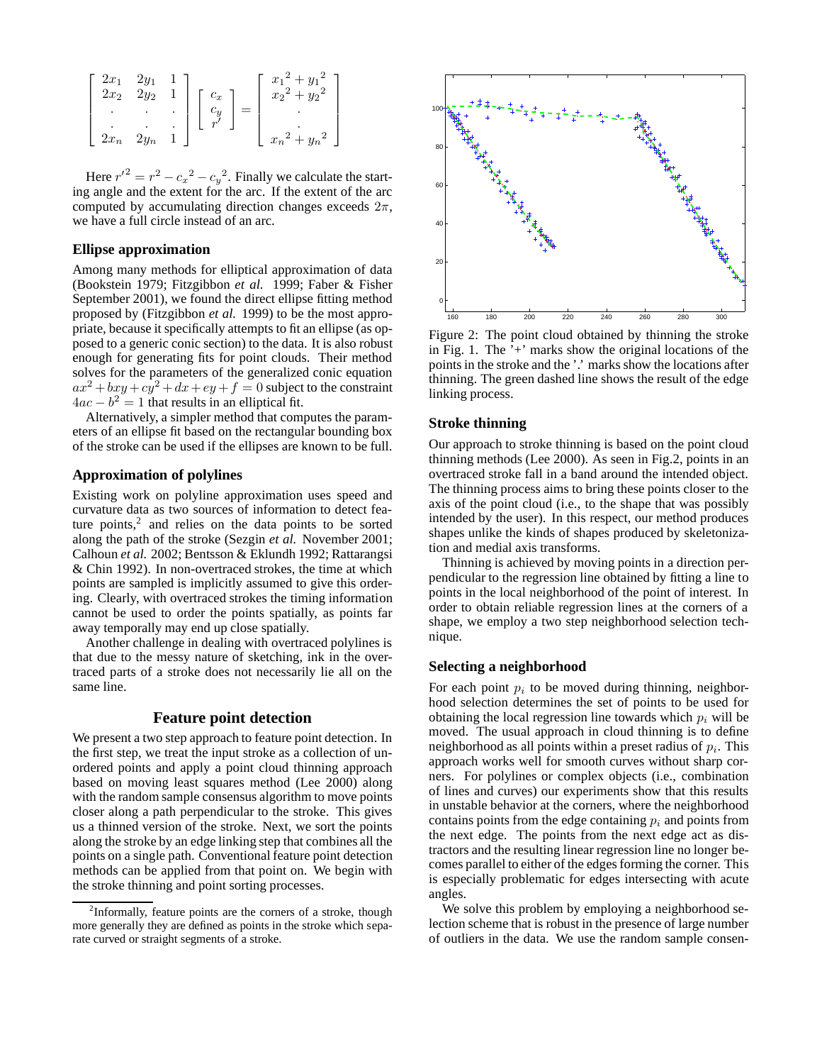$$
\begin{bmatrix} 2x_1 & 2y_1 & 1 \\ 2x_2 & 2y_2 & 1 \\ . & . & . \\ . & . & . \\ 2x_n & 2y_n & 1 \end{bmatrix} \begin{bmatrix} c_x \\ c_y \\ r' \end{bmatrix} = \begin{bmatrix} {x_1}^2 + {y_1}^2 \\ {x_2}^2 + {y_2}^2 \\ . \\ . \\ {x_n}^2 + {y_n}^2 \end{bmatrix}
$$

Here ${r'}^2 = r^2 - {c_x}^2 - {c_y}^2$. Finally we calculate the starting angle and the extent for the arc. If the extent of the arc computed by accumulating direction changes exceeds $2\pi$, we have a full circle instead of an arc.

### Ellipse approximation

Among many methods for elliptical approximation of data (Bookstein 1979; Fitzgibbon *et al.* 1999; Faber & Fisher September 2001), we found the direct ellipse fitting method proposed by (Fitzgibbon *et al.* 1999) to be the most appropriate, because it specifically attempts to fit an ellipse (as opposed to a generic conic section) to the data. It is also robust enough for generating fits for point clouds. Their method solves for the parameters of the generalized conic equation $ax^2 + bxy + cy^2 + dx + ey + f = 0$ subject to the constraint $4ac - b^2 = 1$ that results in an elliptical fit.

Alternatively, a simpler method that computes the parameters of an ellipse fit based on the rectangular bounding box of the stroke can be used if the ellipses are known to be full.

### Approximation of polylines

Existing work on polyline approximation uses speed and curvature data as two sources of information to detect feature points,[2] and relies on the data points to be sorted along the path of the stroke (Sezgin *et al.* November 2001; Calhoun *et al.* 2002; Bentsson & Eklundh 1992; Rattarangsi & Chin 1992). In non-overtraced strokes, the time at which points are sampled is implicitly assumed to give this ordering. Clearly, with overtraced strokes the timing information cannot be used to order the points spatially, as points far away temporally may end up close spatially.

Another challenge in dealing with overtraced polylines is that due to the messy nature of sketching, ink in the overtraced parts of a stroke does not necessarily lie all on the same line.

## Feature point detection

We present a two step approach to feature point detection. In the first step, we treat the input stroke as a collection of unordered points and apply a point cloud thinning approach based on moving least squares method (Lee 2000) along with the random sample consensus algorithm to move points closer along a path perpendicular to the stroke. This gives us a thinned version of the stroke. Next, we sort the points along the stroke by an edge linking step that combines all the points on a single path. Conventional feature point detection methods can be applied from that point on. We begin with the stroke thinning and point sorting processes.

[2] Informally, feature points are the corners of a stroke, though more generally they are defined as points in the stroke which separate curved or straight segments of a stroke.

Figure 2: The point cloud obtained by thinning the stroke in Fig. 1. The '+' marks show the original locations of the points in the stroke and the '.' marks show the locations after thinning. The green dashed line shows the result of the edge linking process.

### Stroke thinning

Our approach to stroke thinning is based on the point cloud thinning methods (Lee 2000). As seen in Fig.2, points in an overtraced stroke fall in a band around the intended object. The thinning process aims to bring these points closer to the axis of the point cloud (i.e., to the shape that was possibly intended by the user). In this respect, our method produces shapes unlike the kinds of shapes produced by skeletonization and medial axis transforms.

Thinning is achieved by moving points in a direction perpendicular to the regression line obtained by fitting a line to points in the local neighborhood of the point of interest. In order to obtain reliable regression lines at the corners of a shape, we employ a two step neighborhood selection technique.

### Selecting a neighborhood

For each point $p_i$ to be moved during thinning, neighborhood selection determines the set of points to be used for obtaining the local regression line towards which $p_i$ will be moved. The usual approach in cloud thinning is to define neighborhood as all points within a preset radius of $p_i$. This approach works well for smooth curves without sharp corners. For polylines or complex objects (i.e., combination of lines and curves) our experiments show that this results in unstable behavior at the corners, where the neighborhood contains points from the edge containing $p_i$ and points from the next edge. The points from the next edge act as distractors and the resulting linear regression line no longer becomes parallel to either of the edges forming the corner. This is especially problematic for edges intersecting with acute angles.

We solve this problem by employing a neighborhood selection scheme that is robust in the presence of large number of outliers in the data. We use the random sample consen-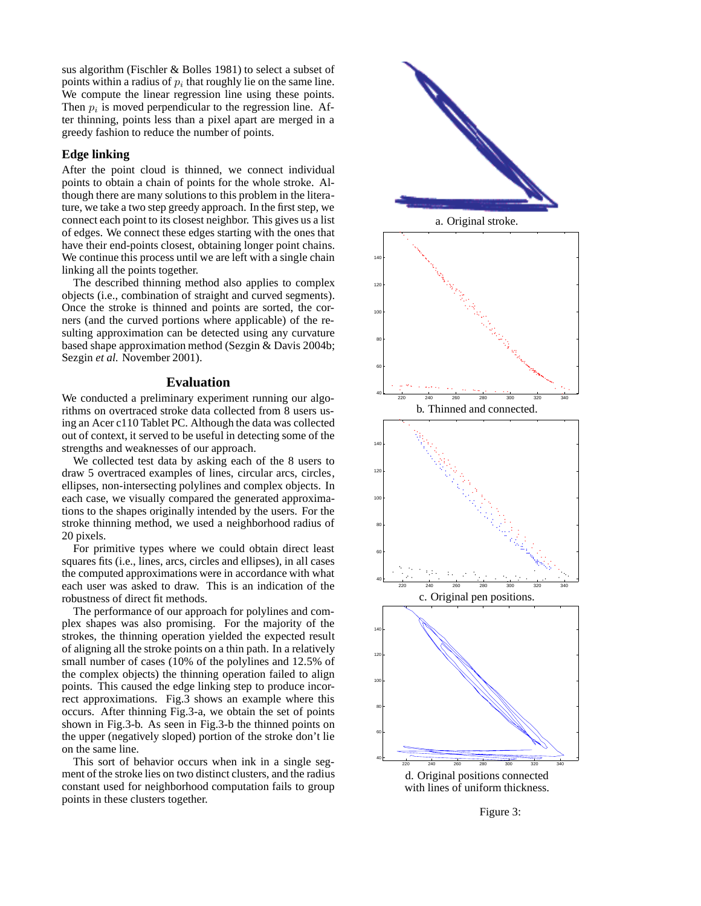sus algorithm (Fischler & Bolles 1981) to select a subset of points within a radius of $p_i$ that roughly lie on the same line. We compute the linear regression line using these points. Then $p_i$ is moved perpendicular to the regression line. After thinning, points less than a pixel apart are merged in a greedy fashion to reduce the number of points.

## Edge linking

After the point cloud is thinned, we connect individual points to obtain a chain of points for the whole stroke. Although there are many solutions to this problem in the literature, we take a two step greedy approach. In the first step, we connect each point to its closest neighbor. This gives us a list of edges. We connect these edges starting with the ones that have their end-points closest, obtaining longer point chains. We continue this process until we are left with a single chain linking all the points together.

The described thinning method also applies to complex objects (i.e., combination of straight and curved segments). Once the stroke is thinned and points are sorted, the corners (and the curved portions where applicable) of the resulting approximation can be detected using any curvature based shape approximation method (Sezgin & Davis 2004b; Sezgin *et al.* November 2001).

# Evaluation

We conducted a preliminary experiment running our algorithms on overtraced stroke data collected from 8 users using an Acer c110 Tablet PC. Although the data was collected out of context, it served to be useful in detecting some of the strengths and weaknesses of our approach.

We collected test data by asking each of the 8 users to draw 5 overtraced examples of lines, circular arcs, circles, ellipses, non-intersecting polylines and complex objects. In each case, we visually compared the generated approximations to the shapes originally intended by the users. For the stroke thinning method, we used a neighborhood radius of 20 pixels.

For primitive types where we could obtain direct least squares fits (i.e., lines, arcs, circles and ellipses), in all cases the computed approximations were in accordance with what each user was asked to draw. This is an indication of the robustness of direct fit methods.

The performance of our approach for polylines and complex shapes was also promising. For the majority of the strokes, the thinning operation yielded the expected result of aligning all the stroke points on a thin path. In a relatively small number of cases (10% of the polylines and 12.5% of the complex objects) the thinning operation failed to align points. This caused the edge linking step to produce incorrect approximations. Fig.3 shows an example where this occurs. After thinning Fig.3-a, we obtain the set of points shown in Fig.3-b. As seen in Fig.3-b the thinned points on the upper (negatively sloped) portion of the stroke don't lie on the same line.

This sort of behavior occurs when ink in a single segment of the stroke lies on two distinct clusters, and the radius constant used for neighborhood computation fails to group points in these clusters together.

a. Original stroke.

b. Thinned and connected.

c. Original pen positions.

d. Original positions connected with lines of uniform thickness.

Figure 3: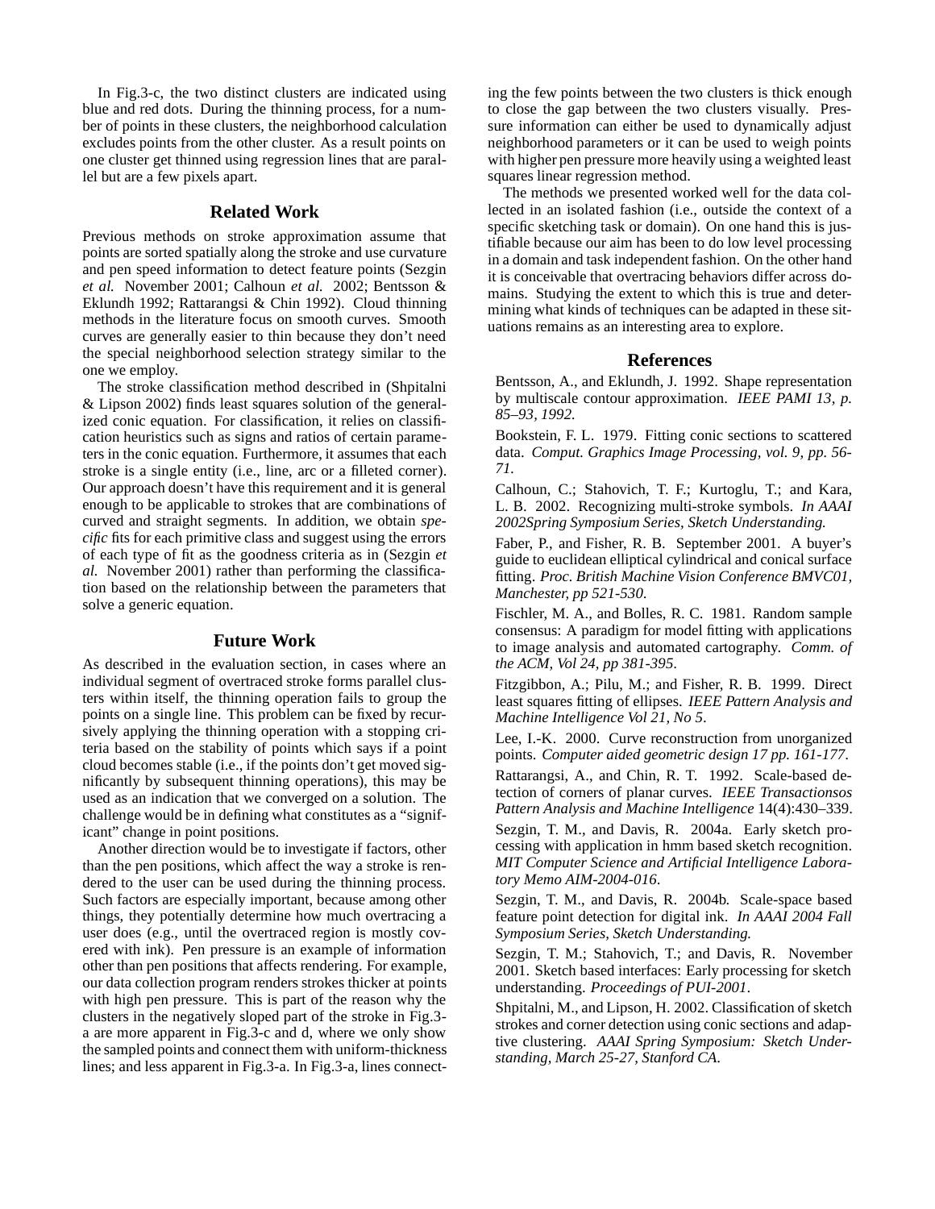In Fig.3-c, the two distinct clusters are indicated using blue and red dots. During the thinning process, for a number of points in these clusters, the neighborhood calculation excludes points from the other cluster. As a result points on one cluster get thinned using regression lines that are parallel but are a few pixels apart.

## Related Work

Previous methods on stroke approximation assume that points are sorted spatially along the stroke and use curvature and pen speed information to detect feature points (Sezgin *et al.* November 2001; Calhoun *et al.* 2002; Bentsson & Eklundh 1992; Rattarangsi & Chin 1992). Cloud thinning methods in the literature focus on smooth curves. Smooth curves are generally easier to thin because they don't need the special neighborhood selection strategy similar to the one we employ.

The stroke classification method described in (Shpitalni & Lipson 2002) finds least squares solution of the generalized conic equation. For classification, it relies on classification heuristics such as signs and ratios of certain parameters in the conic equation. Furthermore, it assumes that each stroke is a single entity (i.e., line, arc or a filleted corner). Our approach doesn't have this requirement and it is general enough to be applicable to strokes that are combinations of curved and straight segments. In addition, we obtain *specific* fits for each primitive class and suggest using the errors of each type of fit as the goodness criteria as in (Sezgin *et al.* November 2001) rather than performing the classification based on the relationship between the parameters that solve a generic equation.

## Future Work

As described in the evaluation section, in cases where an individual segment of overtraced stroke forms parallel clusters within itself, the thinning operation fails to group the points on a single line. This problem can be fixed by recursively applying the thinning operation with a stopping criteria based on the stability of points which says if a point cloud becomes stable (i.e., if the points don't get moved significantly by subsequent thinning operations), this may be used as an indication that we converged on a solution. The challenge would be in defining what constitutes as a "significant" change in point positions.

Another direction would be to investigate if factors, other than the pen positions, which affect the way a stroke is rendered to the user can be used during the thinning process. Such factors are especially important, because among other things, they potentially determine how much overtracing a user does (e.g., until the overtraced region is mostly covered with ink). Pen pressure is an example of information other than pen positions that affects rendering. For example, our data collection program renders strokes thicker at points with high pen pressure. This is part of the reason why the clusters in the negatively sloped part of the stroke in Fig.3-a are more apparent in Fig.3-c and d, where we only show the sampled points and connect them with uniform-thickness lines; and less apparent in Fig.3-a. In Fig.3-a, lines connecting the few points between the two clusters is thick enough to close the gap between the two clusters visually. Pressure information can either be used to dynamically adjust neighborhood parameters or it can be used to weigh points with higher pen pressure more heavily using a weighted least squares linear regression method.

The methods we presented worked well for the data collected in an isolated fashion (i.e., outside the context of a specific sketching task or domain). On one hand this is justifiable because our aim has been to do low level processing in a domain and task independent fashion. On the other hand it is conceivable that overtracing behaviors differ across domains. Studying the extent to which this is true and determining what kinds of techniques can be adapted in these situations remains as an interesting area to explore.

## References

Bentsson, A., and Eklundh, J. 1992. Shape representation by multiscale contour approximation. *IEEE PAMI 13, p. 85–93, 1992.*

Bookstein, F. L. 1979. Fitting conic sections to scattered data. *Comput. Graphics Image Processing, vol. 9, pp. 56-71.*

Calhoun, C.; Stahovich, T. F.; Kurtoglu, T.; and Kara, L. B. 2002. Recognizing multi-stroke symbols. *In AAAI 2002Spring Symposium Series, Sketch Understanding.*

Faber, P., and Fisher, R. B. September 2001. A buyer's guide to euclidean elliptical cylindrical and conical surface fitting. *Proc. British Machine Vision Conference BMVC01, Manchester, pp 521-530.*

Fischler, M. A., and Bolles, R. C. 1981. Random sample consensus: A paradigm for model fitting with applications to image analysis and automated cartography. *Comm. of the ACM, Vol 24, pp 381-395.*

Fitzgibbon, A.; Pilu, M.; and Fisher, R. B. 1999. Direct least squares fitting of ellipses. *IEEE Pattern Analysis and Machine Intelligence Vol 21, No 5.*

Lee, I.-K. 2000. Curve reconstruction from unorganized points. *Computer aided geometric design 17 pp. 161-177.*

Rattarangsi, A., and Chin, R. T. 1992. Scale-based detection of corners of planar curves. *IEEE Transactionsos Pattern Analysis and Machine Intelligence* 14(4):430–339.

Sezgin, T. M., and Davis, R. 2004a. Early sketch processing with application in hmm based sketch recognition. *MIT Computer Science and Artificial Intelligence Laboratory Memo AIM-2004-016.*

Sezgin, T. M., and Davis, R. 2004b. Scale-space based feature point detection for digital ink. *In AAAI 2004 Fall Symposium Series, Sketch Understanding.*

Sezgin, T. M.; Stahovich, T.; and Davis, R. November 2001. Sketch based interfaces: Early processing for sketch understanding. *Proceedings of PUI-2001.*

Shpitalni, M., and Lipson, H. 2002. Classification of sketch strokes and corner detection using conic sections and adaptive clustering. *AAAI Spring Symposium: Sketch Understanding, March 25-27, Stanford CA.*